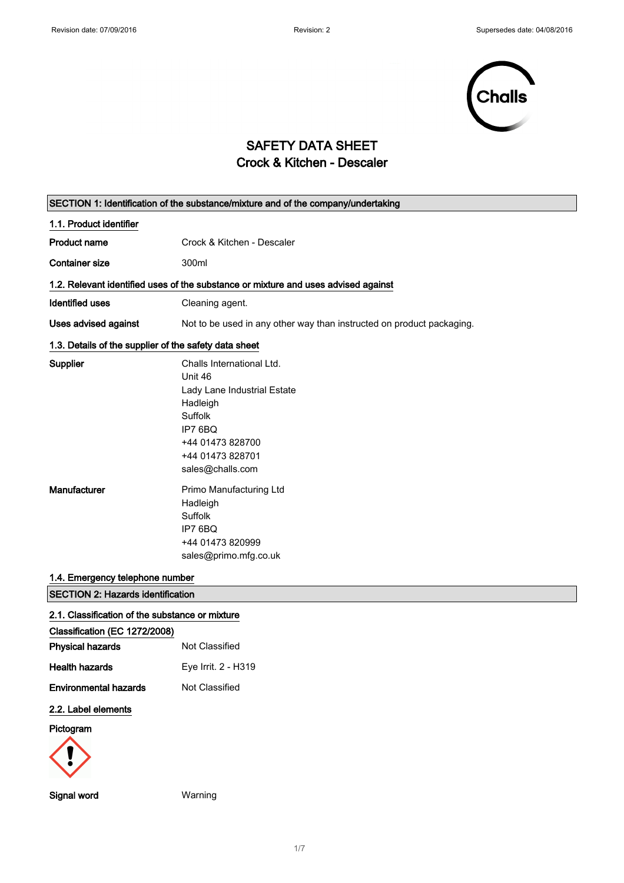Revision date: 07/09/2016 Revision: 2 Supersedes date: 04/08/2016

# SAFETY DATA SHEET
# Crock & Kitchen - Descaler

## SECTION 1: Identification of the substance/mixture and of the company/undertaking

### 1.1. Product identifier

**Product name** Crock & Kitchen - Descaler

**Container size** 300ml

### 1.2. Relevant identified uses of the substance or mixture and uses advised against

**Identified uses** Cleaning agent.

**Uses advised against** Not to be used in any other way than instructed on product packaging.

### 1.3. Details of the supplier of the safety data sheet

**Supplier**
Challs International Ltd.
Unit 46
Lady Lane Industrial Estate
Hadleigh
Suffolk
IP7 6BQ
+44 01473 828700
+44 01473 828701
sales@challs.com

**Manufacturer**
Primo Manufacturing Ltd
Hadleigh
Suffolk
IP7 6BQ
+44 01473 820999
sales@primo.mfg.co.uk

### 1.4. Emergency telephone number

## SECTION 2: Hazards identification

### 2.1. Classification of the substance or mixture

**Classification (EC 1272/2008)**

**Physical hazards** Not Classified

**Health hazards** Eye Irrit. 2 - H319

**Environmental hazards** Not Classified

### 2.2. Label elements

**Pictogram**

**Signal word** Warning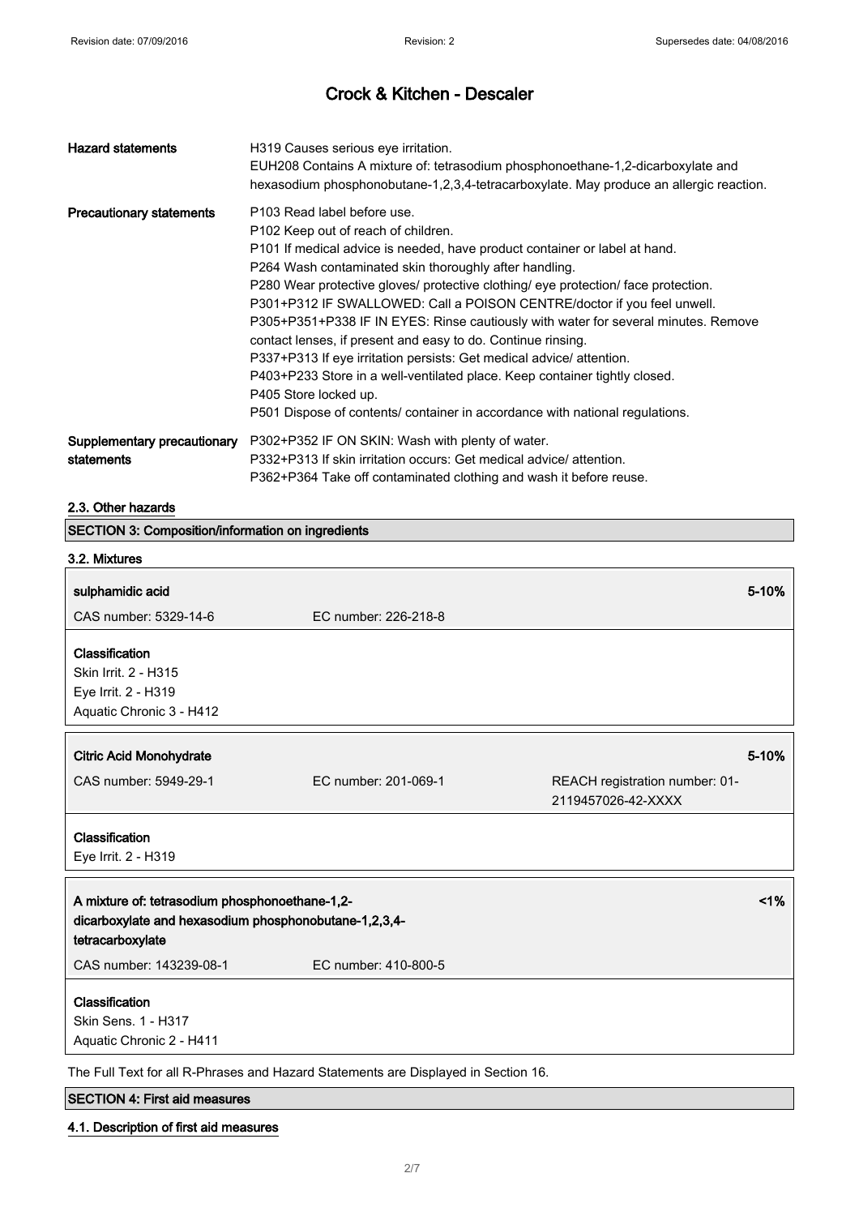# Crock & Kitchen - Descaler

| | |
|---|---|
| **Hazard statements** | H319 Causes serious eye irritation.<br>EUH208 Contains A mixture of: tetrasodium phosphonoethane-1,2-dicarboxylate and hexasodium phosphonobutane-1,2,3,4-tetracarboxylate. May produce an allergic reaction. |
| **Precautionary statements** | P103 Read label before use.<br>P102 Keep out of reach of children.<br>P101 If medical advice is needed, have product container or label at hand.<br>P264 Wash contaminated skin thoroughly after handling.<br>P280 Wear protective gloves/ protective clothing/ eye protection/ face protection.<br>P301+P312 IF SWALLOWED: Call a POISON CENTRE/doctor if you feel unwell.<br>P305+P351+P338 IF IN EYES: Rinse cautiously with water for several minutes. Remove contact lenses, if present and easy to do. Continue rinsing.<br>P337+P313 If eye irritation persists: Get medical advice/ attention.<br>P403+P233 Store in a well-ventilated place. Keep container tightly closed.<br>P405 Store locked up.<br>P501 Dispose of contents/ container in accordance with national regulations. |
| **Supplementary precautionary statements** | P302+P352 IF ON SKIN: Wash with plenty of water.<br>P332+P313 If skin irritation occurs: Get medical advice/ attention.<br>P362+P364 Take off contaminated clothing and wash it before reuse. |

### 2.3. Other hazards

## SECTION 3: Composition/information on ingredients

### 3.2. Mixtures

| | | |
|---|---|---|
| **sulphamidic acid** | | **5-10%** |
| CAS number: 5329-14-6 | EC number: 226-218-8 | |

**Classification**
Skin Irrit. 2 - H315
Eye Irrit. 2 - H319
Aquatic Chronic 3 - H412

| | | |
|---|---|---|
| **Citric Acid Monohydrate** | | **5-10%** |
| CAS number: 5949-29-1 | EC number: 201-069-1 | REACH registration number: 01-2119457026-42-XXXX |

**Classification**
Eye Irrit. 2 - H319

| | | |
|---|---|---|
| **A mixture of: tetrasodium phosphonoethane-1,2-dicarboxylate and hexasodium phosphonobutane-1,2,3,4-tetracarboxylate** | | **<1%** |
| CAS number: 143239-08-1 | EC number: 410-800-5 | |

**Classification**
Skin Sens. 1 - H317
Aquatic Chronic 2 - H411

The Full Text for all R-Phrases and Hazard Statements are Displayed in Section 16.

## SECTION 4: First aid measures

### 4.1. Description of first aid measures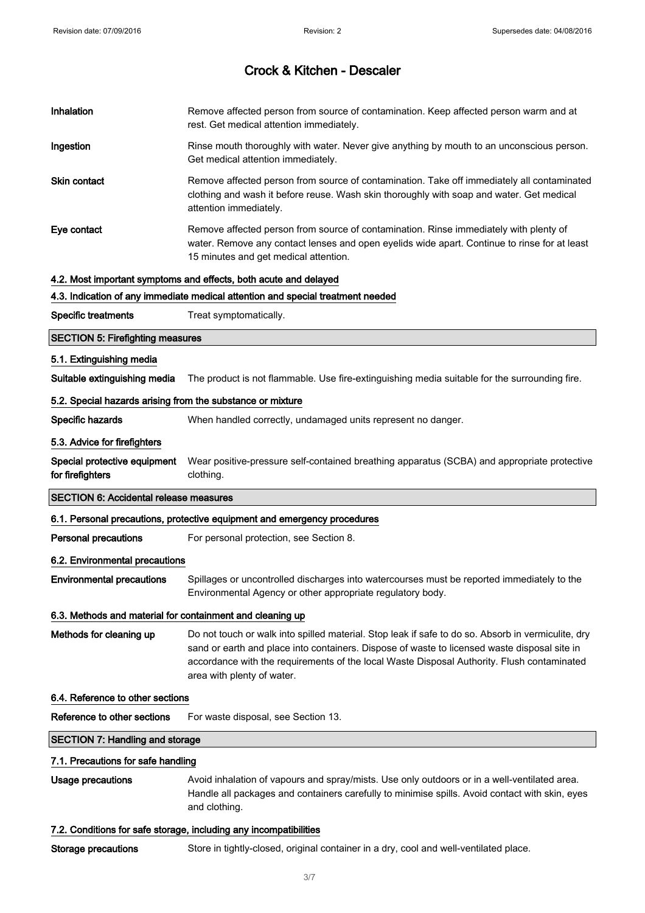# Crock & Kitchen - Descaler

**Inhalation** Remove affected person from source of contamination. Keep affected person warm and at rest. Get medical attention immediately.

**Ingestion** Rinse mouth thoroughly with water. Never give anything by mouth to an unconscious person. Get medical attention immediately.

**Skin contact** Remove affected person from source of contamination. Take off immediately all contaminated clothing and wash it before reuse. Wash skin thoroughly with soap and water. Get medical attention immediately.

**Eye contact** Remove affected person from source of contamination. Rinse immediately with plenty of water. Remove any contact lenses and open eyelids wide apart. Continue to rinse for at least 15 minutes and get medical attention.

### 4.2. Most important symptoms and effects, both acute and delayed

### 4.3. Indication of any immediate medical attention and special treatment needed

**Specific treatments** Treat symptomatically.

## SECTION 5: Firefighting measures

### 5.1. Extinguishing media

**Suitable extinguishing media** The product is not flammable. Use fire-extinguishing media suitable for the surrounding fire.

### 5.2. Special hazards arising from the substance or mixture

**Specific hazards** When handled correctly, undamaged units represent no danger.

### 5.3. Advice for firefighters

**Special protective equipment for firefighters** Wear positive-pressure self-contained breathing apparatus (SCBA) and appropriate protective clothing.

## SECTION 6: Accidental release measures

### 6.1. Personal precautions, protective equipment and emergency procedures

**Personal precautions** For personal protection, see Section 8.

### 6.2. Environmental precautions

**Environmental precautions** Spillages or uncontrolled discharges into watercourses must be reported immediately to the Environmental Agency or other appropriate regulatory body.

### 6.3. Methods and material for containment and cleaning up

**Methods for cleaning up** Do not touch or walk into spilled material. Stop leak if safe to do so. Absorb in vermiculite, dry sand or earth and place into containers. Dispose of waste to licensed waste disposal site in accordance with the requirements of the local Waste Disposal Authority. Flush contaminated area with plenty of water.

### 6.4. Reference to other sections

**Reference to other sections** For waste disposal, see Section 13.

## SECTION 7: Handling and storage

### 7.1. Precautions for safe handling

**Usage precautions** Avoid inhalation of vapours and spray/mists. Use only outdoors or in a well-ventilated area. Handle all packages and containers carefully to minimise spills. Avoid contact with skin, eyes and clothing.

### 7.2. Conditions for safe storage, including any incompatibilities

**Storage precautions** Store in tightly-closed, original container in a dry, cool and well-ventilated place.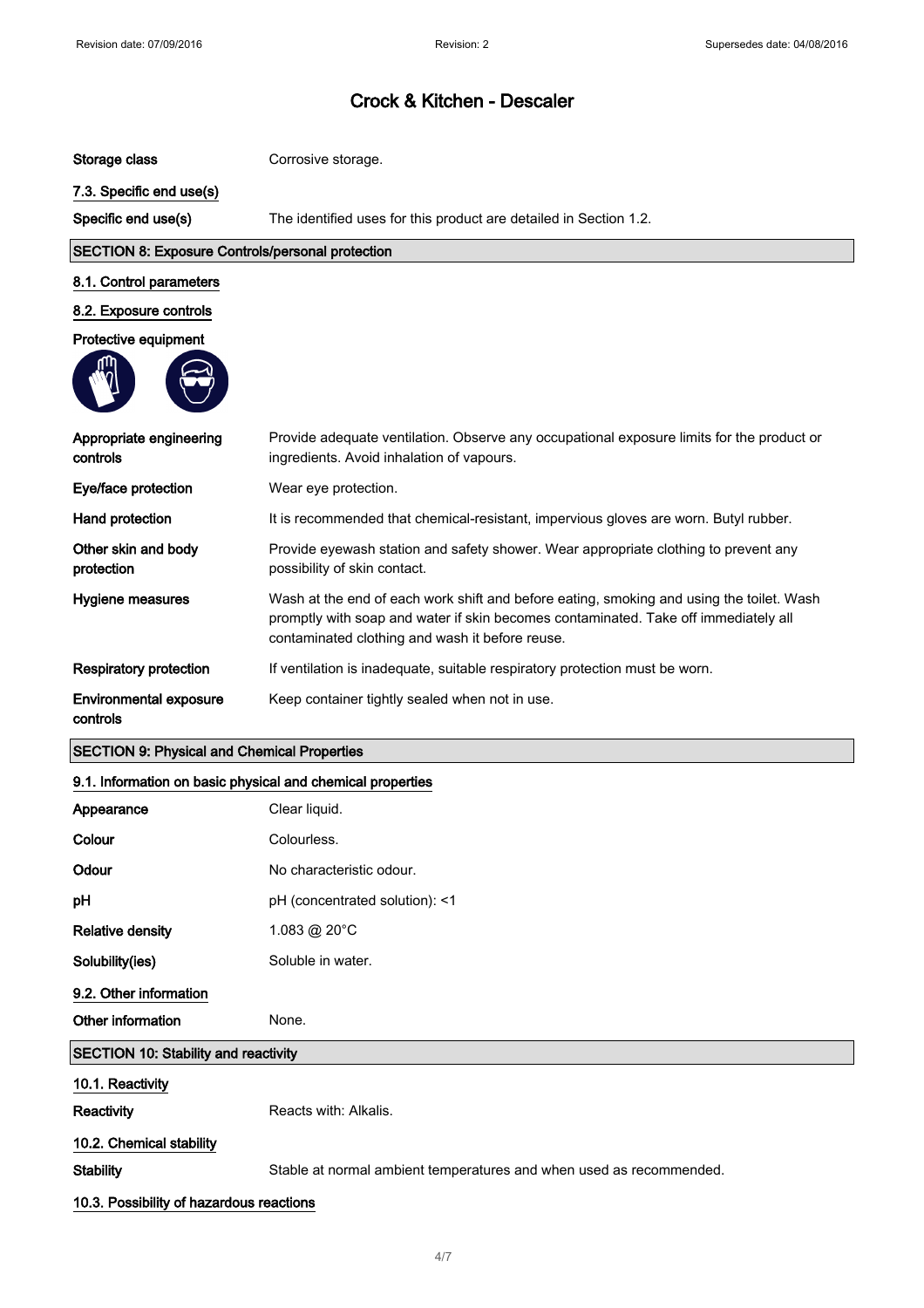| | |
|---|---|
| **Storage class** | Corrosive storage. |

### 7.3. Specific end use(s)

| | |
|---|---|
| **Specific end use(s)** | The identified uses for this product are detailed in Section 1.2. |

## SECTION 8: Exposure Controls/personal protection

### 8.1. Control parameters

### 8.2. Exposure controls

**Protective equipment**

| | |
|---|---|
| **Appropriate engineering controls** | Provide adequate ventilation. Observe any occupational exposure limits for the product or ingredients. Avoid inhalation of vapours. |
| **Eye/face protection** | Wear eye protection. |
| **Hand protection** | It is recommended that chemical-resistant, impervious gloves are worn. Butyl rubber. |
| **Other skin and body protection** | Provide eyewash station and safety shower. Wear appropriate clothing to prevent any possibility of skin contact. |
| **Hygiene measures** | Wash at the end of each work shift and before eating, smoking and using the toilet. Wash promptly with soap and water if skin becomes contaminated. Take off immediately all contaminated clothing and wash it before reuse. |
| **Respiratory protection** | If ventilation is inadequate, suitable respiratory protection must be worn. |
| **Environmental exposure controls** | Keep container tightly sealed when not in use. |

## SECTION 9: Physical and Chemical Properties

### 9.1. Information on basic physical and chemical properties

| | |
|---|---|
| **Appearance** | Clear liquid. |
| **Colour** | Colourless. |
| **Odour** | No characteristic odour. |
| **pH** | pH (concentrated solution): <1 |
| **Relative density** | 1.083 @ 20°C |
| **Solubility(ies)** | Soluble in water. |

### 9.2. Other information

| | |
|---|---|
| **Other information** | None. |

## SECTION 10: Stability and reactivity

### 10.1. Reactivity

| | |
|---|---|
| **Reactivity** | Reacts with: Alkalis. |

### 10.2. Chemical stability

| | |
|---|---|
| **Stability** | Stable at normal ambient temperatures and when used as recommended. |

### 10.3. Possibility of hazardous reactions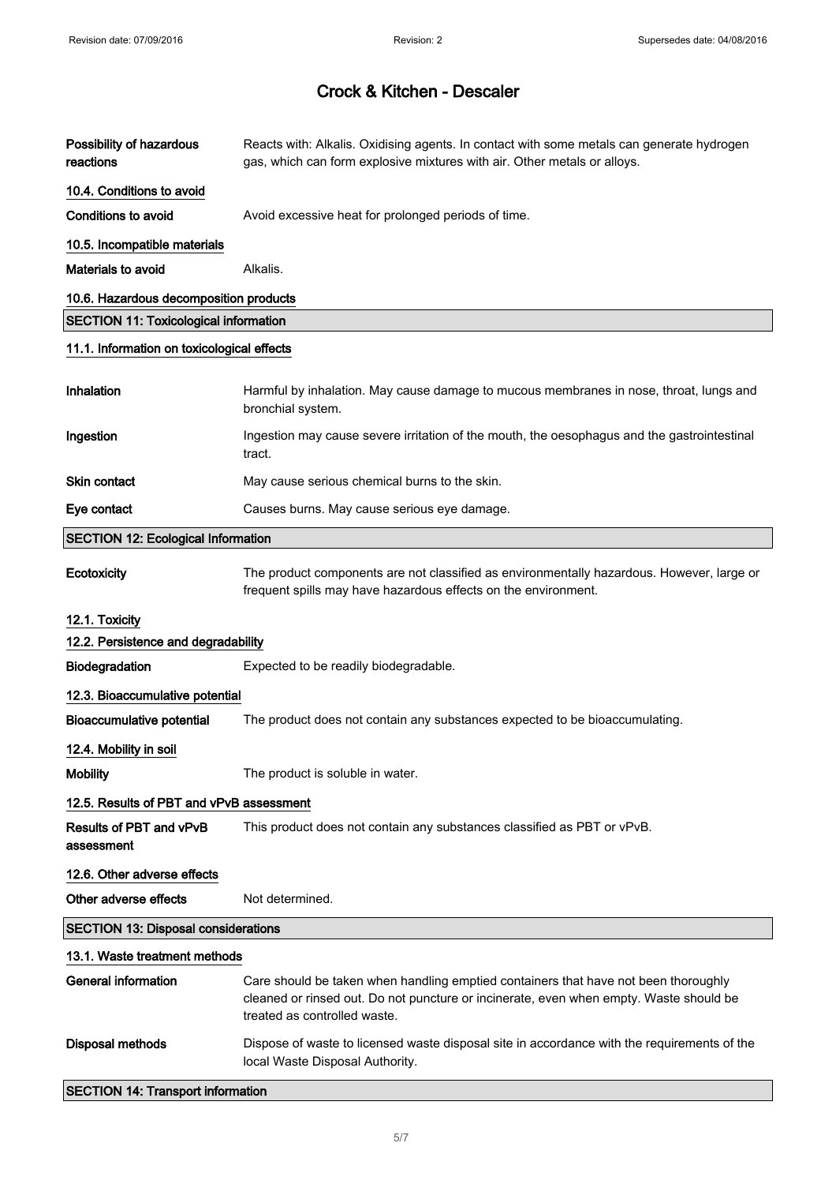**Possibility of hazardous reactions** Reacts with: Alkalis. Oxidising agents. In contact with some metals can generate hydrogen gas, which can form explosive mixtures with air. Other metals or alloys.

### 10.4. Conditions to avoid

**Conditions to avoid** Avoid excessive heat for prolonged periods of time.

### 10.5. Incompatible materials

**Materials to avoid** Alkalis.

### 10.6. Hazardous decomposition products

## SECTION 11: Toxicological information

### 11.1. Information on toxicological effects

**Inhalation** Harmful by inhalation. May cause damage to mucous membranes in nose, throat, lungs and bronchial system.

**Ingestion** Ingestion may cause severe irritation of the mouth, the oesophagus and the gastrointestinal tract.

**Skin contact** May cause serious chemical burns to the skin.

**Eye contact** Causes burns. May cause serious eye damage.

## SECTION 12: Ecological Information

**Ecotoxicity** The product components are not classified as environmentally hazardous. However, large or frequent spills may have hazardous effects on the environment.

### 12.1. Toxicity

### 12.2. Persistence and degradability

**Biodegradation** Expected to be readily biodegradable.

### 12.3. Bioaccumulative potential

**Bioaccumulative potential** The product does not contain any substances expected to be bioaccumulating.

### 12.4. Mobility in soil

**Mobility** The product is soluble in water.

### 12.5. Results of PBT and vPvB assessment

**Results of PBT and vPvB assessment** This product does not contain any substances classified as PBT or vPvB.

### 12.6. Other adverse effects

**Other adverse effects** Not determined.

## SECTION 13: Disposal considerations

### 13.1. Waste treatment methods

**General information** Care should be taken when handling emptied containers that have not been thoroughly cleaned or rinsed out. Do not puncture or incinerate, even when empty. Waste should be treated as controlled waste.

**Disposal methods** Dispose of waste to licensed waste disposal site in accordance with the requirements of the local Waste Disposal Authority.

## SECTION 14: Transport information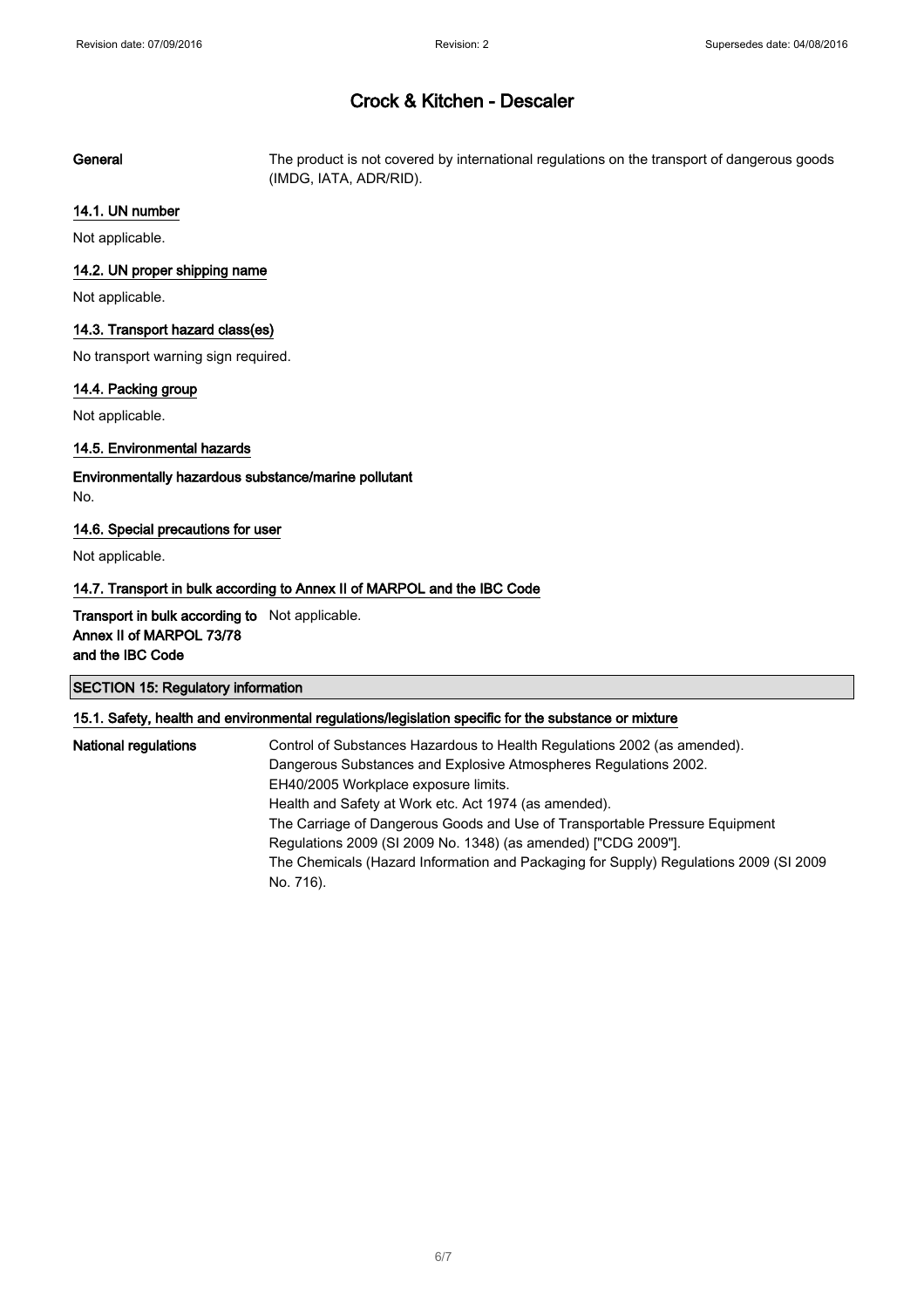**General** The product is not covered by international regulations on the transport of dangerous goods (IMDG, IATA, ADR/RID).

### 14.1. UN number

Not applicable.

### 14.2. UN proper shipping name

Not applicable.

### 14.3. Transport hazard class(es)

No transport warning sign required.

### 14.4. Packing group

Not applicable.

### 14.5. Environmental hazards

**Environmentally hazardous substance/marine pollutant**

No.

### 14.6. Special precautions for user

Not applicable.

### 14.7. Transport in bulk according to Annex II of MARPOL and the IBC Code

**Transport in bulk according to Annex II of MARPOL 73/78 and the IBC Code** Not applicable.

## SECTION 15: Regulatory information

### 15.1. Safety, health and environmental regulations/legislation specific for the substance or mixture

**National regulations**

Control of Substances Hazardous to Health Regulations 2002 (as amended).
Dangerous Substances and Explosive Atmospheres Regulations 2002.
EH40/2005 Workplace exposure limits.
Health and Safety at Work etc. Act 1974 (as amended).
The Carriage of Dangerous Goods and Use of Transportable Pressure Equipment Regulations 2009 (SI 2009 No. 1348) (as amended) ["CDG 2009"].
The Chemicals (Hazard Information and Packaging for Supply) Regulations 2009 (SI 2009 No. 716).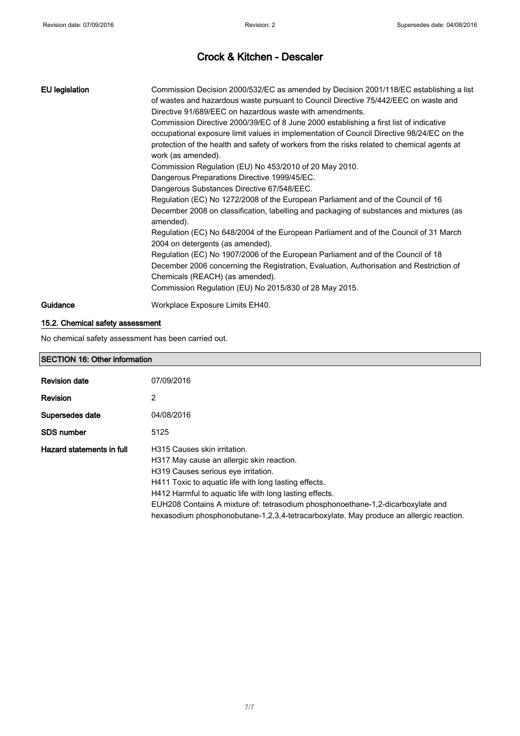| | |
|---|---|
| **EU legislation** | Commission Decision 2000/532/EC as amended by Decision 2001/118/EC establishing a list of wastes and hazardous waste pursuant to Council Directive 75/442/EEC on waste and Directive 91/689/EEC on hazardous waste with amendments. Commission Directive 2000/39/EC of 8 June 2000 establishing a first list of indicative occupational exposure limit values in implementation of Council Directive 98/24/EC on the protection of the health and safety of workers from the risks related to chemical agents at work (as amended). Commission Regulation (EU) No 453/2010 of 20 May 2010. Dangerous Preparations Directive 1999/45/EC. Dangerous Substances Directive 67/548/EEC. Regulation (EC) No 1272/2008 of the European Parliament and of the Council of 16 December 2008 on classification, labelling and packaging of substances and mixtures (as amended). Regulation (EC) No 648/2004 of the European Parliament and of the Council of 31 March 2004 on detergents (as amended). Regulation (EC) No 1907/2006 of the European Parliament and of the Council of 18 December 2006 concerning the Registration, Evaluation, Authorisation and Restriction of Chemicals (REACH) (as amended). Commission Regulation (EU) No 2015/830 of 28 May 2015. |
| **Guidance** | Workplace Exposure Limits EH40. |

### 15.2. Chemical safety assessment

No chemical safety assessment has been carried out.

## SECTION 16: Other information

| | |
|---|---|
| **Revision date** | 07/09/2016 |
| **Revision** | 2 |
| **Supersedes date** | 04/08/2016 |
| **SDS number** | 5125 |
| **Hazard statements in full** | H315 Causes skin irritation.<br>H317 May cause an allergic skin reaction.<br>H319 Causes serious eye irritation.<br>H411 Toxic to aquatic life with long lasting effects.<br>H412 Harmful to aquatic life with long lasting effects.<br>EUH208 Contains A mixture of: tetrasodium phosphonoethane-1,2-dicarboxylate and hexasodium phosphonobutane-1,2,3,4-tetracarboxylate. May produce an allergic reaction. |